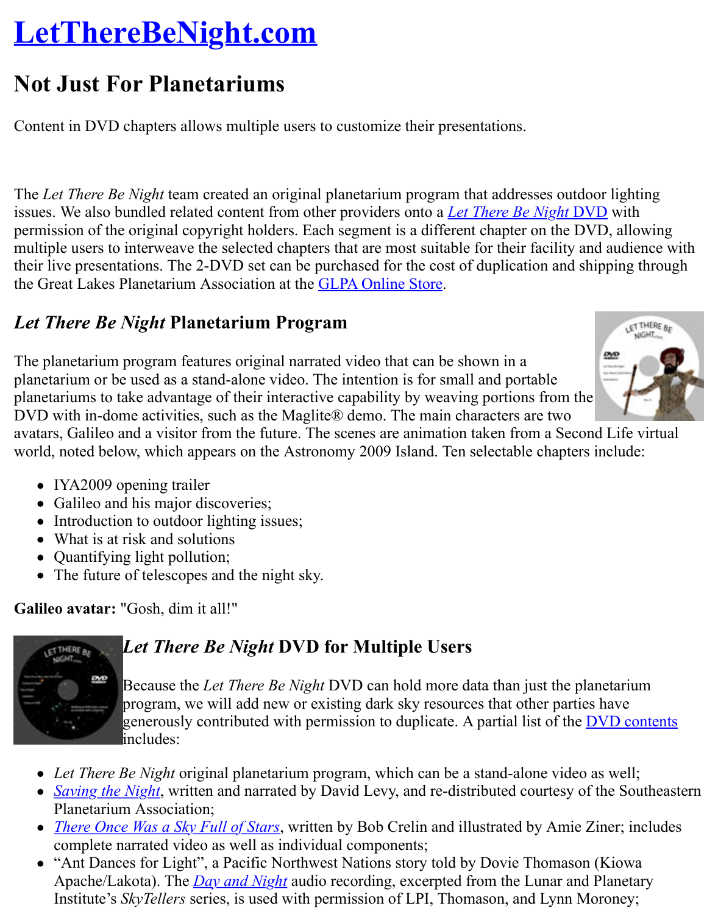# LetThereBeNight.com

## Not Just For Planetariums

Content in DVD chapters allows multiple users to customize their presentations.

The *Let There Be Night* team created an original planetarium program that addresses outdoor lighting issues. We also bundled related content from other providers onto a *Let There Be Night* DVD with permission of the original copyright holders. Each segment is a different chapter on the DVD, allowing multiple users to interweave the selected chapters that are most suitable for their facility and audience with their live presentations. The 2-DVD set can be purchased for the cost of duplication and shipping through the Great Lakes Planetarium Association at the GLPA Online Store.

### *Let There Be Night* Planetarium Program

The planetarium program features original narrated video that can be shown in a planetarium or be used as a stand-alone video. The intention is for small and portable planetariums to take advantage of their interactive capability by weaving portions from the DVD with in-dome activities, such as the Maglite® demo. The main characters are two avatars, Galileo and a visitor from the future. The scenes are animation taken from a Second Life virtual world, noted below, which appears on the Astronomy 2009 Island. Ten selectable chapters include:

- IYA2009 opening trailer
- Galileo and his major discoveries;
- Introduction to outdoor lighting issues;
- What is at risk and solutions
- Quantifying light pollution;
- The future of telescopes and the night sky.

**Galileo avatar:** "Gosh, dim it all!"

### *Let There Be Night* DVD for Multiple Users

Because the *Let There Be Night* DVD can hold more data than just the planetarium program, we will add new or existing dark sky resources that other parties have generously contributed with permission to duplicate. A partial list of the DVD contents includes:

- *Let There Be Night* original planetarium program, which can be a stand-alone video as well;
- *Saving the Night*, written and narrated by David Levy, and re-distributed courtesy of the Southeastern Planetarium Association;
- *There Once Was a Sky Full of Stars*, written by Bob Crelin and illustrated by Amie Ziner; includes complete narrated video as well as individual components;
- "Ant Dances for Light", a Pacific Northwest Nations story told by Dovie Thomason (Kiowa Apache/Lakota). The *Day and Night* audio recording, excerpted from the Lunar and Planetary Institute's *SkyTellers* series, is used with permission of LPI, Thomason, and Lynn Moroney;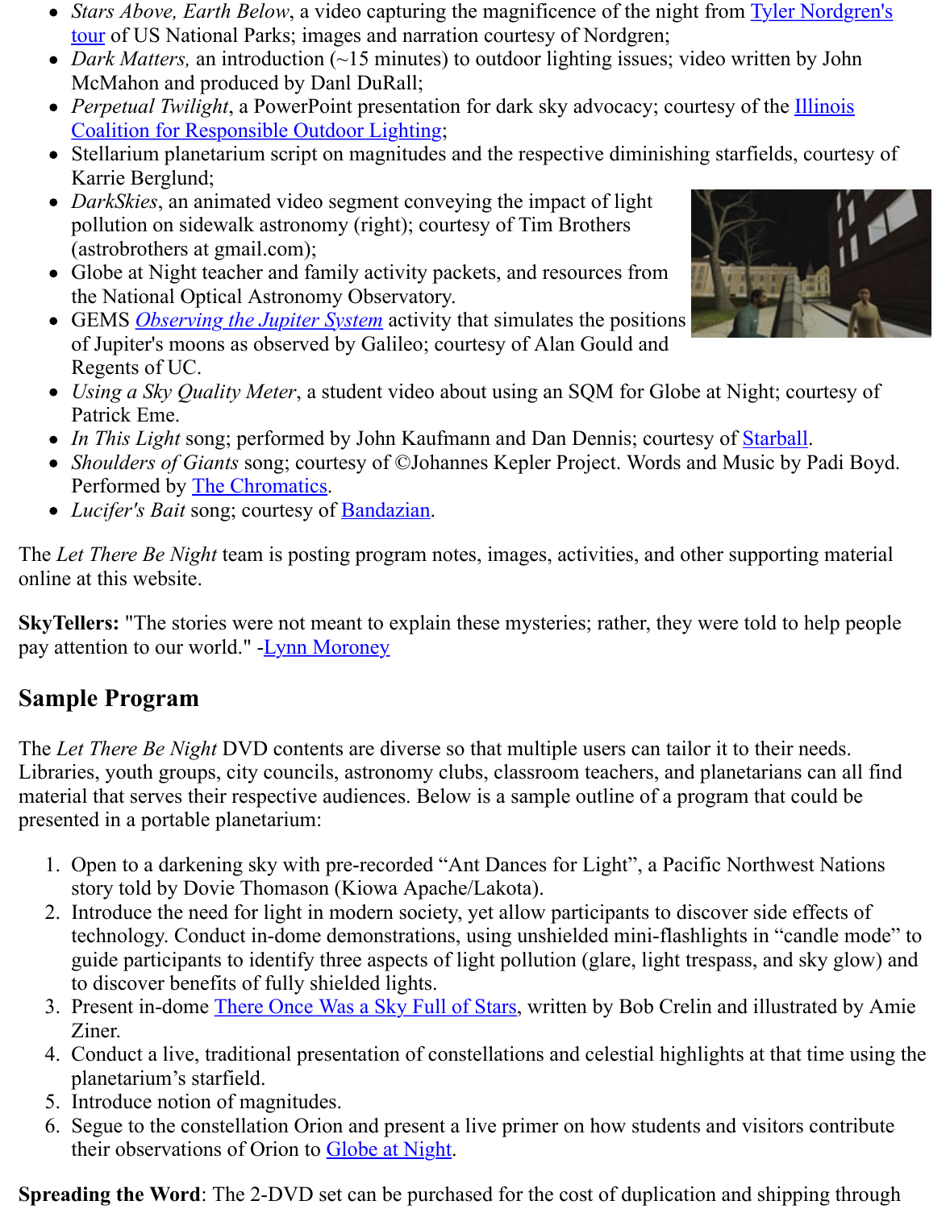- *Stars Above, Earth Below*, a video capturing the magnificence of the night from Tyler Nordgren's tour of US National Parks; images and narration courtesy of Nordgren;
- *Dark Matters,* an introduction (~15 minutes) to outdoor lighting issues; video written by John McMahon and produced by Danl DuRall;
- *Perpetual Twilight*, a PowerPoint presentation for dark sky advocacy; courtesy of the Illinois Coalition for Responsible Outdoor Lighting;
- Stellarium planetarium script on magnitudes and the respective diminishing starfields, courtesy of Karrie Berglund;
- *DarkSkies*, an animated video segment conveying the impact of light pollution on sidewalk astronomy (right); courtesy of Tim Brothers (astrobrothers at gmail.com);
- Globe at Night teacher and family activity packets, and resources from the National Optical Astronomy Observatory.
- GEMS *Observing the Jupiter System* activity that simulates the positions of Jupiter's moons as observed by Galileo; courtesy of Alan Gould and Regents of UC.
- *Using a Sky Quality Meter*, a student video about using an SQM for Globe at Night; courtesy of Patrick Eme.
- *In This Light* song; performed by John Kaufmann and Dan Dennis; courtesy of Starball.
- *Shoulders of Giants* song; courtesy of ©Johannes Kepler Project. Words and Music by Padi Boyd. Performed by The Chromatics.
- *Lucifer's Bait* song; courtesy of Bandazian.

The *Let There Be Night* team is posting program notes, images, activities, and other supporting material online at this website.

**SkyTellers:** "The stories were not meant to explain these mysteries; rather, they were told to help people pay attention to our world." -Lynn Moroney

## Sample Program

The *Let There Be Night* DVD contents are diverse so that multiple users can tailor it to their needs. Libraries, youth groups, city councils, astronomy clubs, classroom teachers, and planetarians can all find material that serves their respective audiences. Below is a sample outline of a program that could be presented in a portable planetarium:

1. Open to a darkening sky with pre-recorded "Ant Dances for Light", a Pacific Northwest Nations story told by Dovie Thomason (Kiowa Apache/Lakota).
2. Introduce the need for light in modern society, yet allow participants to discover side effects of technology. Conduct in-dome demonstrations, using unshielded mini-flashlights in "candle mode" to guide participants to identify three aspects of light pollution (glare, light trespass, and sky glow) and to discover benefits of fully shielded lights.
3. Present in-dome There Once Was a Sky Full of Stars, written by Bob Crelin and illustrated by Amie Ziner.
4. Conduct a live, traditional presentation of constellations and celestial highlights at that time using the planetarium's starfield.
5. Introduce notion of magnitudes.
6. Segue to the constellation Orion and present a live primer on how students and visitors contribute their observations of Orion to Globe at Night.

**Spreading the Word**: The 2-DVD set can be purchased for the cost of duplication and shipping through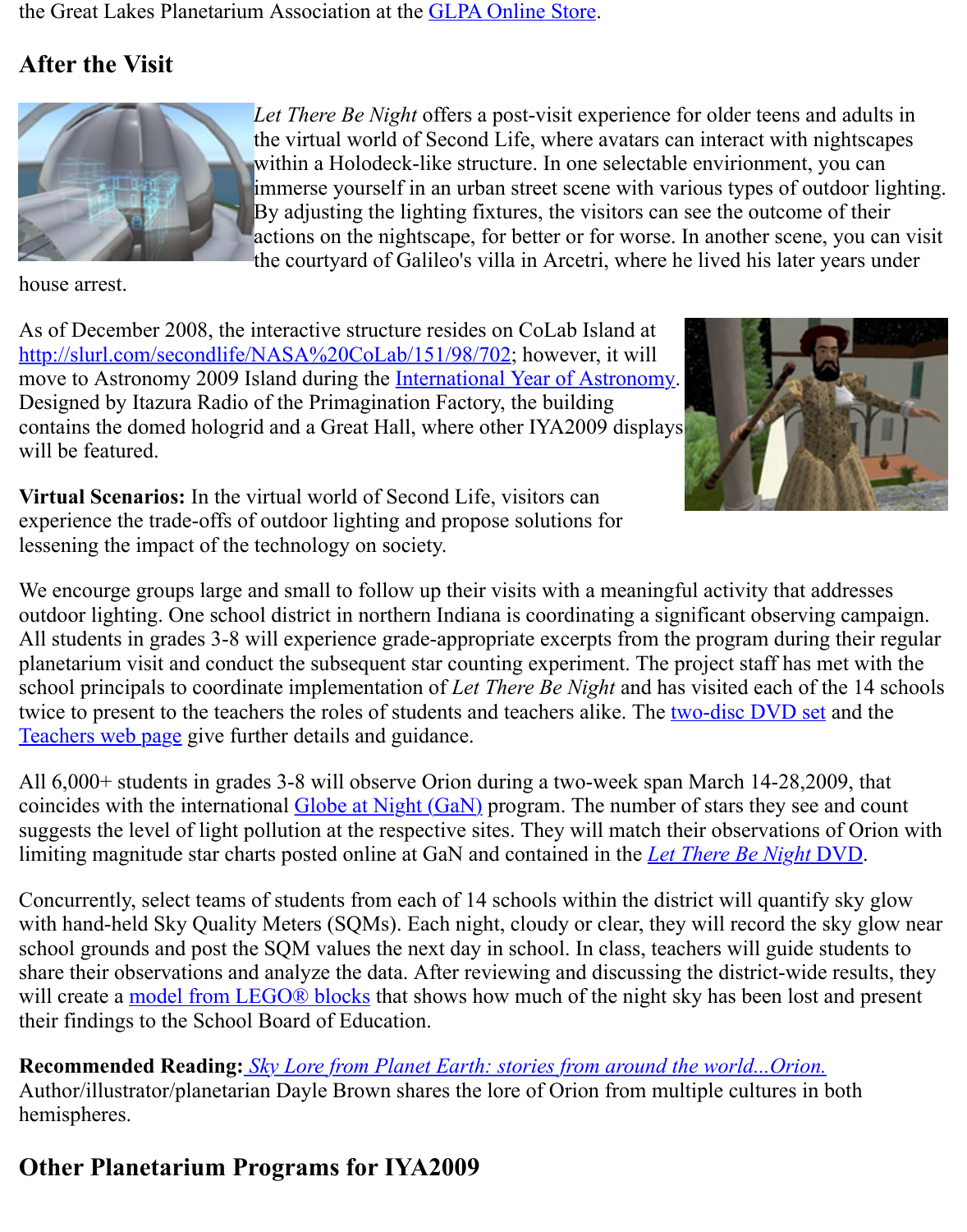the Great Lakes Planetarium Association at the [GLPA Online Store](#).

## After the Visit

*Let There Be Night* offers a post-visit experience for older teens and adults in the virtual world of Second Life, where avatars can interact with nightscapes within a Holodeck-like structure. In one selectable envirionment, you can immerse yourself in an urban street scene with various types of outdoor lighting. By adjusting the lighting fixtures, the visitors can see the outcome of their actions on the nightscape, for better or for worse. In another scene, you can visit the courtyard of Galileo's villa in Arcetri, where he lived his later years under house arrest.

As of December 2008, the interactive structure resides on CoLab Island at [http://slurl.com/secondlife/NASA%20CoLab/151/98/702](http://slurl.com/secondlife/NASA%20CoLab/151/98/702); however, it will move to Astronomy 2009 Island during the [International Year of Astronomy](#). Designed by Itazura Radio of the Primagination Factory, the building contains the domed hologrid and a Great Hall, where other IYA2009 displays will be featured.

**Virtual Scenarios:** In the virtual world of Second Life, visitors can experience the trade-offs of outdoor lighting and propose solutions for lessening the impact of the technology on society.

We encourge groups large and small to follow up their visits with a meaningful activity that addresses outdoor lighting. One school district in northern Indiana is coordinating a significant observing campaign. All students in grades 3-8 will experience grade-appropriate excerpts from the program during their regular planetarium visit and conduct the subsequent star counting experiment. The project staff has met with the school principals to coordinate implementation of *Let There Be Night* and has visited each of the 14 schools twice to present to the teachers the roles of students and teachers alike. The [two-disc DVD set](#) and the [Teachers web page](#) give further details and guidance.

All 6,000+ students in grades 3-8 will observe Orion during a two-week span March 14-28,2009, that coincides with the international [Globe at Night (GaN)](#) program. The number of stars they see and count suggests the level of light pollution at the respective sites. They will match their observations of Orion with limiting magnitude star charts posted online at GaN and contained in the [*Let There Be Night* DVD](#).

Concurrently, select teams of students from each of 14 schools within the district will quantify sky glow with hand-held Sky Quality Meters (SQMs). Each night, cloudy or clear, they will record the sky glow near school grounds and post the SQM values the next day in school. In class, teachers will guide students to share their observations and analyze the data. After reviewing and discussing the district-wide results, they will create a [model from LEGO® blocks](#) that shows how much of the night sky has been lost and present their findings to the School Board of Education.

**Recommended Reading:** [*Sky Lore from Planet Earth: stories from around the world...Orion.*](#) Author/illustrator/planetarian Dayle Brown shares the lore of Orion from multiple cultures in both hemispheres.

## Other Planetarium Programs for IYA2009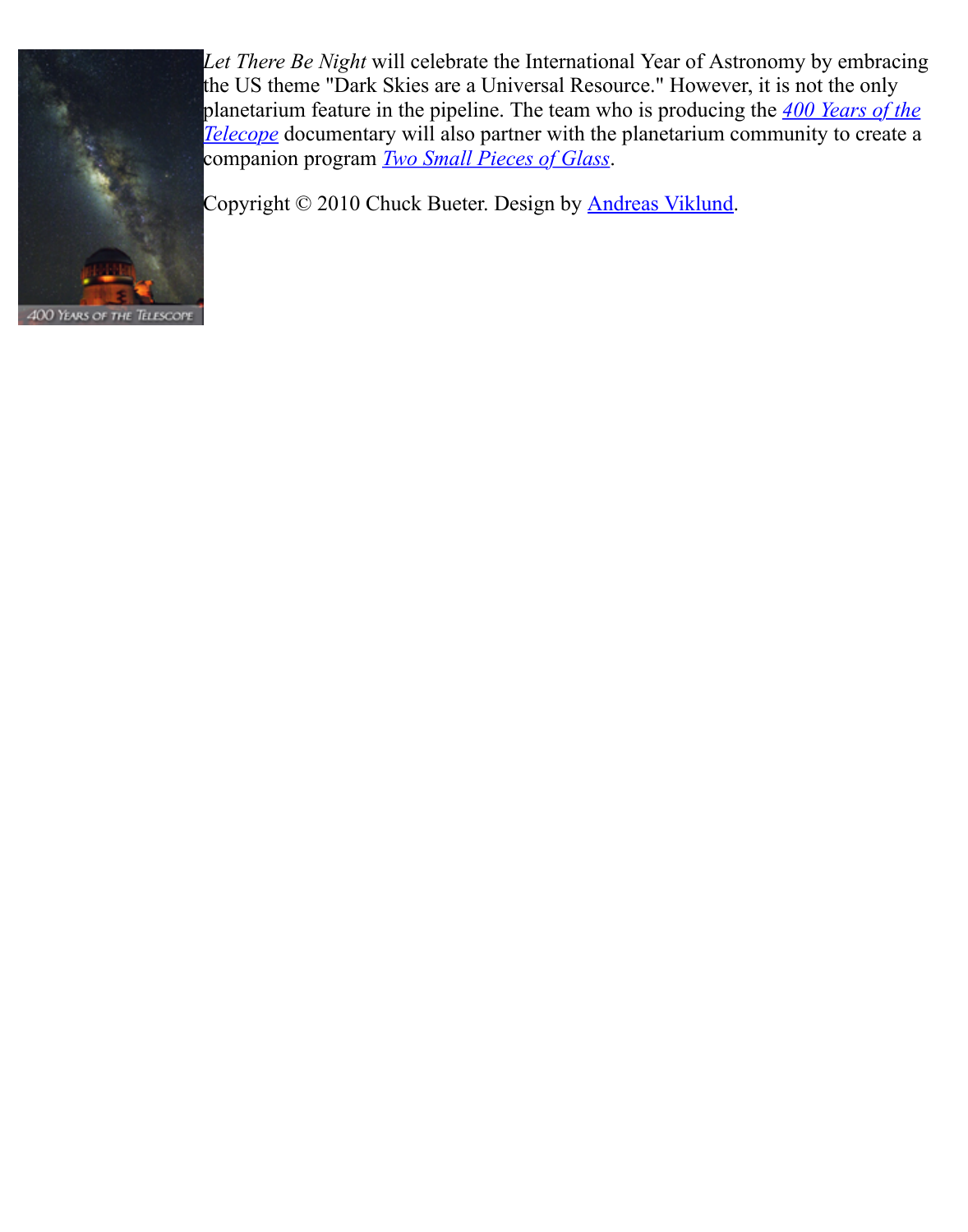*Let There Be Night* will celebrate the International Year of Astronomy by embracing the US theme "Dark Skies are a Universal Resource." However, it is not the only planetarium feature in the pipeline. The team who is producing the *400 Years of the Telecope* documentary will also partner with the planetarium community to create a companion program *Two Small Pieces of Glass*.

Copyright © 2010 Chuck Bueter. Design by Andreas Viklund.